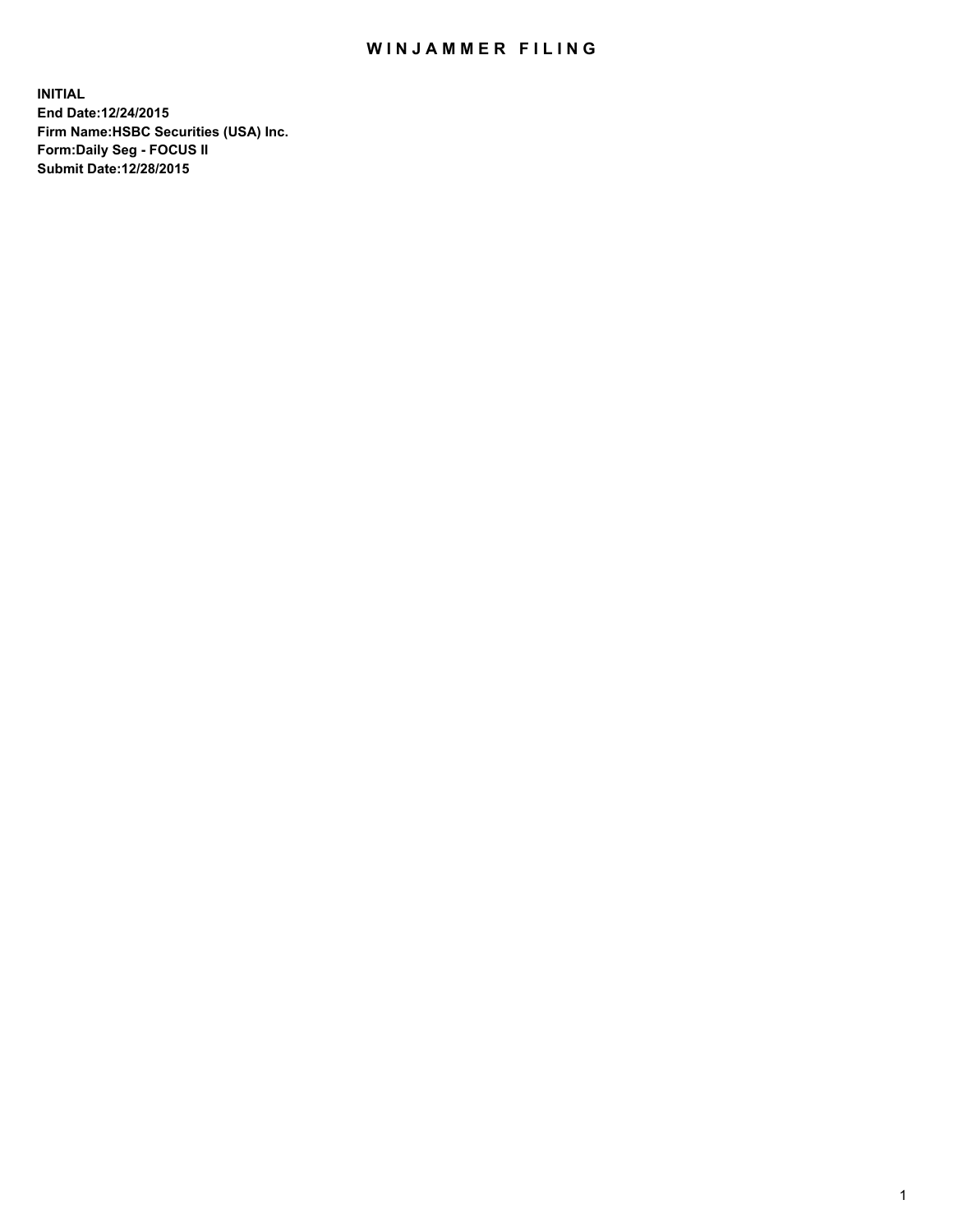# WINJAMMER FILING

**INITIAL**
**End Date:12/24/2015**
**Firm Name:HSBC Securities (USA) Inc.**
**Form:Daily Seg - FOCUS II**
**Submit Date:12/28/2015**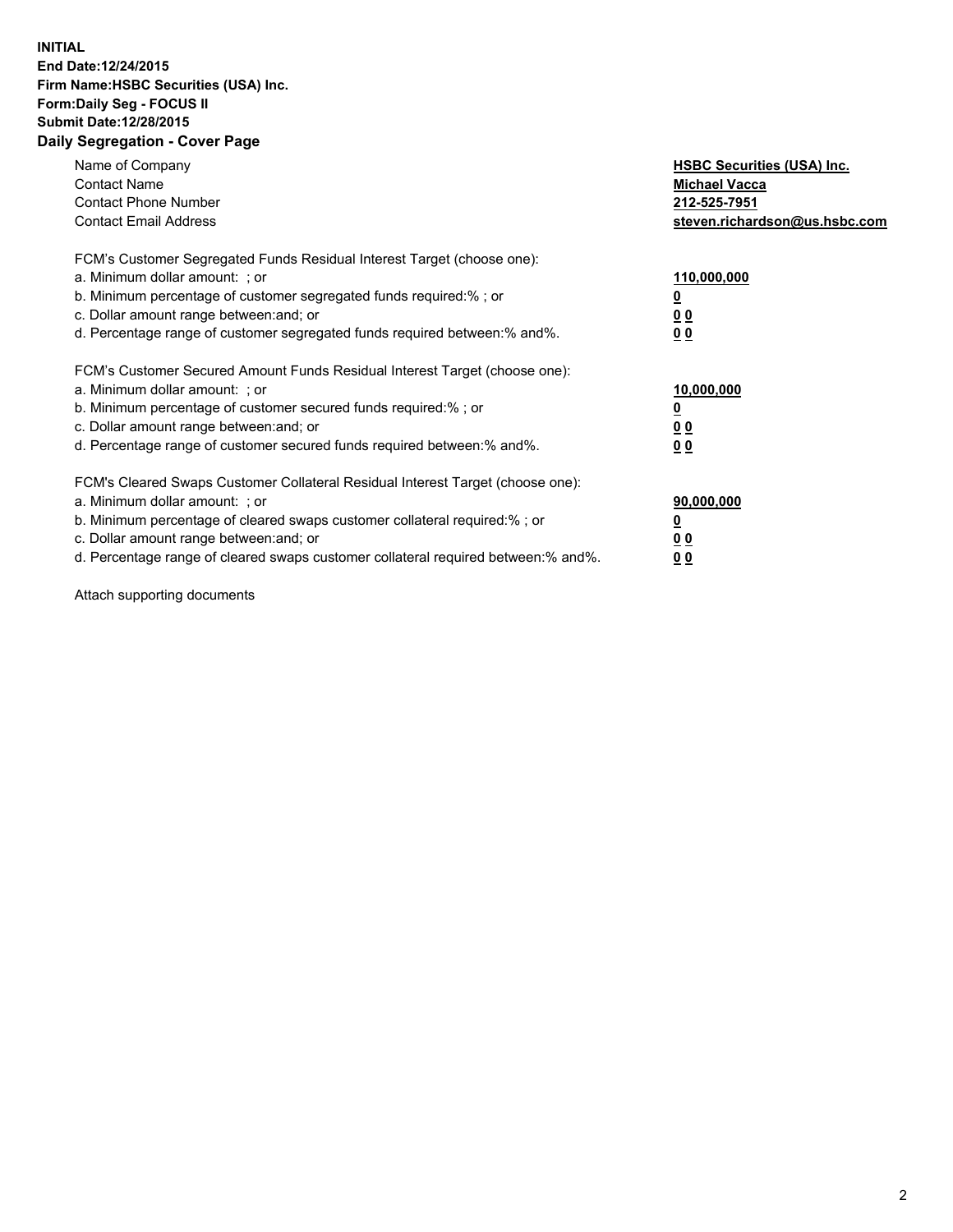**INITIAL**
**End Date:12/24/2015**
**Firm Name:HSBC Securities (USA) Inc.**
**Form:Daily Seg - FOCUS II**
**Submit Date:12/28/2015**
**Daily Segregation - Cover Page**

| | |
|---|---|
| Name of Company | **HSBC Securities (USA) Inc.** |
| Contact Name | **Michael Vacca** |
| Contact Phone Number | **212-525-7951** |
| Contact Email Address | **steven.richardson@us.hsbc.com** |

| | |
|---|---|
| FCM's Customer Segregated Funds Residual Interest Target (choose one): | |
| a. Minimum dollar amount: ; or | **110,000,000** |
| b. Minimum percentage of customer segregated funds required:% ; or | **0** |
| c. Dollar amount range between:and; or | **0 0** |
| d. Percentage range of customer segregated funds required between:% and%. | **0 0** |

| | |
|---|---|
| FCM's Customer Secured Amount Funds Residual Interest Target (choose one): | |
| a. Minimum dollar amount: ; or | **10,000,000** |
| b. Minimum percentage of customer secured funds required:% ; or | **0** |
| c. Dollar amount range between:and; or | **0 0** |
| d. Percentage range of customer secured funds required between:% and%. | **0 0** |

| | |
|---|---|
| FCM's Cleared Swaps Customer Collateral Residual Interest Target (choose one): | |
| a. Minimum dollar amount: ; or | **90,000,000** |
| b. Minimum percentage of cleared swaps customer collateral required:% ; or | **0** |
| c. Dollar amount range between:and; or | **0 0** |
| d. Percentage range of cleared swaps customer collateral required between:% and%. | **0 0** |

Attach supporting documents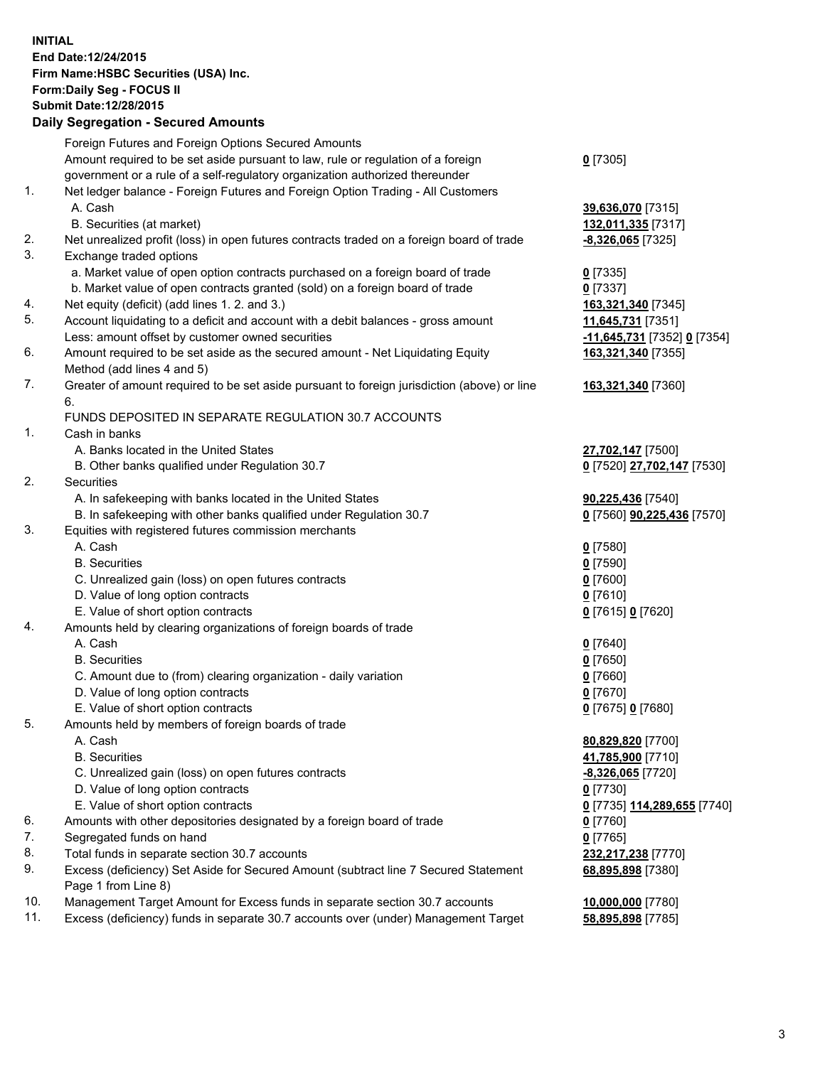**INITIAL**
**End Date:12/24/2015**
**Firm Name:HSBC Securities (USA) Inc.**
**Form:Daily Seg - FOCUS II**
**Submit Date:12/28/2015**

## Daily Segregation - Secured Amounts

| | | |
|---|---|---|
| | Foreign Futures and Foreign Options Secured Amounts | |
| | Amount required to be set aside pursuant to law, rule or regulation of a foreign government or a rule of a self-regulatory organization authorized thereunder | **0** [7305] |
| 1. | Net ledger balance - Foreign Futures and Foreign Option Trading - All Customers | |
| | A. Cash | **39,636,070** [7315] |
| | B. Securities (at market) | **132,011,335** [7317] |
| 2. | Net unrealized profit (loss) in open futures contracts traded on a foreign board of trade | **-8,326,065** [7325] |
| 3. | Exchange traded options | |
| | a. Market value of open option contracts purchased on a foreign board of trade | **0** [7335] |
| | b. Market value of open contracts granted (sold) on a foreign board of trade | **0** [7337] |
| 4. | Net equity (deficit) (add lines 1. 2. and 3.) | **163,321,340** [7345] |
| 5. | Account liquidating to a deficit and account with a debit balances - gross amount | **11,645,731** [7351] |
| | Less: amount offset by customer owned securities | **-11,645,731** [7352] **0** [7354] |
| 6. | Amount required to be set aside as the secured amount - Net Liquidating Equity Method (add lines 4 and 5) | **163,321,340** [7355] |
| 7. | Greater of amount required to be set aside pursuant to foreign jurisdiction (above) or line 6. | **163,321,340** [7360] |
| | FUNDS DEPOSITED IN SEPARATE REGULATION 30.7 ACCOUNTS | |
| 1. | Cash in banks | |
| | A. Banks located in the United States | **27,702,147** [7500] |
| | B. Other banks qualified under Regulation 30.7 | **0** [7520] **27,702,147** [7530] |
| 2. | Securities | |
| | A. In safekeeping with banks located in the United States | **90,225,436** [7540] |
| | B. In safekeeping with other banks qualified under Regulation 30.7 | **0** [7560] **90,225,436** [7570] |
| 3. | Equities with registered futures commission merchants | |
| | A. Cash | **0** [7580] |
| | B. Securities | **0** [7590] |
| | C. Unrealized gain (loss) on open futures contracts | **0** [7600] |
| | D. Value of long option contracts | **0** [7610] |
| | E. Value of short option contracts | **0** [7615] **0** [7620] |
| 4. | Amounts held by clearing organizations of foreign boards of trade | |
| | A. Cash | **0** [7640] |
| | B. Securities | **0** [7650] |
| | C. Amount due to (from) clearing organization - daily variation | **0** [7660] |
| | D. Value of long option contracts | **0** [7670] |
| | E. Value of short option contracts | **0** [7675] **0** [7680] |
| 5. | Amounts held by members of foreign boards of trade | |
| | A. Cash | **80,829,820** [7700] |
| | B. Securities | **41,785,900** [7710] |
| | C. Unrealized gain (loss) on open futures contracts | **-8,326,065** [7720] |
| | D. Value of long option contracts | **0** [7730] |
| | E. Value of short option contracts | **0** [7735] **114,289,655** [7740] |
| 6. | Amounts with other depositories designated by a foreign board of trade | **0** [7760] |
| 7. | Segregated funds on hand | **0** [7765] |
| 8. | Total funds in separate section 30.7 accounts | **232,217,238** [7770] |
| 9. | Excess (deficiency) Set Aside for Secured Amount (subtract line 7 Secured Statement Page 1 from Line 8) | **68,895,898** [7380] |
| 10. | Management Target Amount for Excess funds in separate section 30.7 accounts | **10,000,000** [7780] |
| 11. | Excess (deficiency) funds in separate 30.7 accounts over (under) Management Target | **58,895,898** [7785] |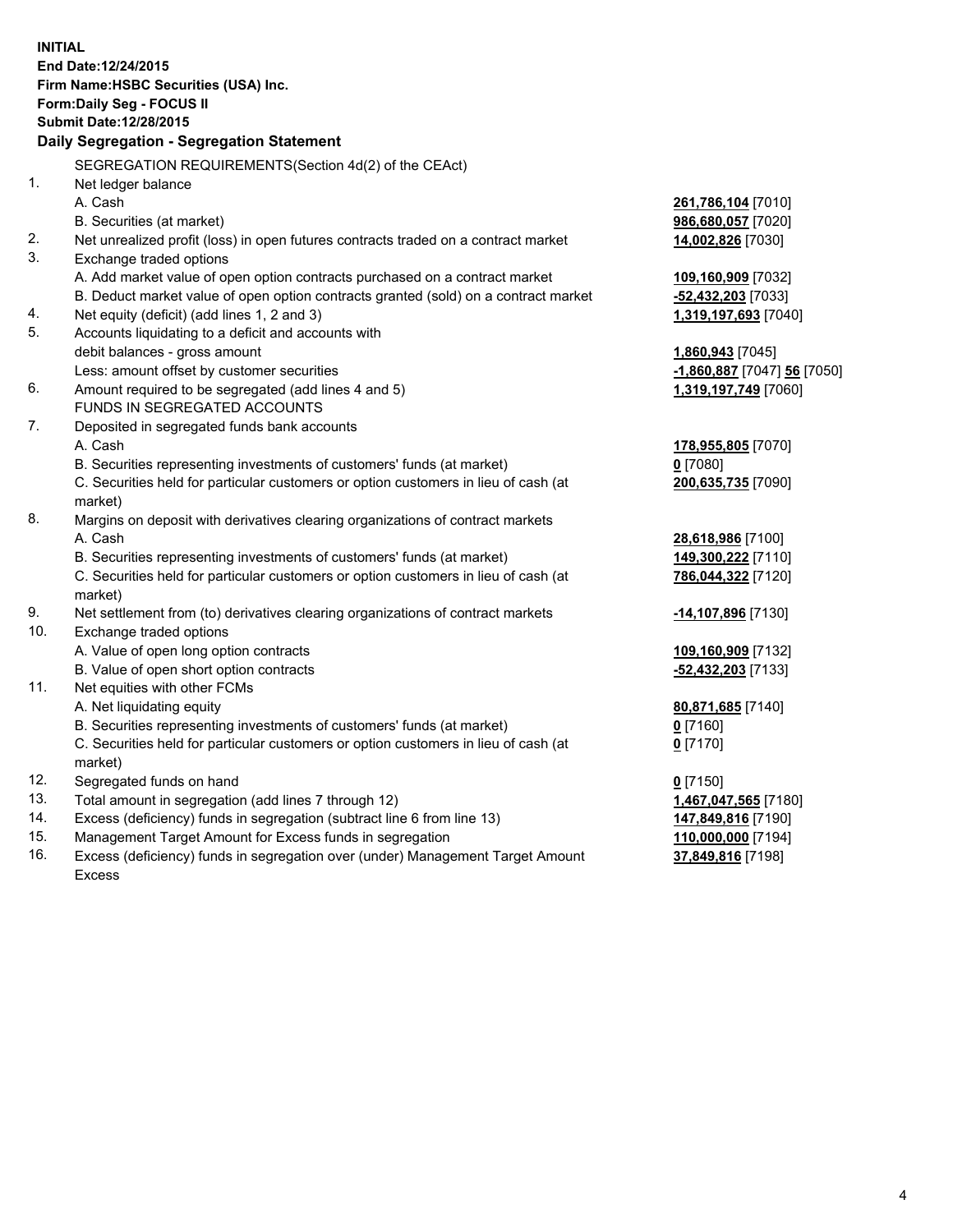**INITIAL**
**End Date:12/24/2015**
**Firm Name:HSBC Securities (USA) Inc.**
**Form:Daily Seg - FOCUS II**
**Submit Date:12/28/2015**

## Daily Segregation - Segregation Statement

| | | |
|---|---|---|
| | SEGREGATION REQUIREMENTS(Section 4d(2) of the CEAct) | |
| 1. | Net ledger balance | |
| | A. Cash | **261,786,104** [7010] |
| | B. Securities (at market) | **986,680,057** [7020] |
| 2. | Net unrealized profit (loss) in open futures contracts traded on a contract market | **14,002,826** [7030] |
| 3. | Exchange traded options | |
| | A. Add market value of open option contracts purchased on a contract market | **109,160,909** [7032] |
| | B. Deduct market value of open option contracts granted (sold) on a contract market | **-52,432,203** [7033] |
| 4. | Net equity (deficit) (add lines 1, 2 and 3) | **1,319,197,693** [7040] |
| 5. | Accounts liquidating to a deficit and accounts with | |
| | debit balances - gross amount | **1,860,943** [7045] |
| | Less: amount offset by customer securities | **-1,860,887** [7047] **56** [7050] |
| 6. | Amount required to be segregated (add lines 4 and 5) | **1,319,197,749** [7060] |
| | FUNDS IN SEGREGATED ACCOUNTS | |
| 7. | Deposited in segregated funds bank accounts | |
| | A. Cash | **178,955,805** [7070] |
| | B. Securities representing investments of customers' funds (at market) | **0** [7080] |
| | C. Securities held for particular customers or option customers in lieu of cash (at market) | **200,635,735** [7090] |
| 8. | Margins on deposit with derivatives clearing organizations of contract markets | |
| | A. Cash | **28,618,986** [7100] |
| | B. Securities representing investments of customers' funds (at market) | **149,300,222** [7110] |
| | C. Securities held for particular customers or option customers in lieu of cash (at market) | **786,044,322** [7120] |
| 9. | Net settlement from (to) derivatives clearing organizations of contract markets | **-14,107,896** [7130] |
| 10. | Exchange traded options | |
| | A. Value of open long option contracts | **109,160,909** [7132] |
| | B. Value of open short option contracts | **-52,432,203** [7133] |
| 11. | Net equities with other FCMs | |
| | A. Net liquidating equity | **80,871,685** [7140] |
| | B. Securities representing investments of customers' funds (at market) | **0** [7160] |
| | C. Securities held for particular customers or option customers in lieu of cash (at market) | **0** [7170] |
| 12. | Segregated funds on hand | **0** [7150] |
| 13. | Total amount in segregation (add lines 7 through 12) | **1,467,047,565** [7180] |
| 14. | Excess (deficiency) funds in segregation (subtract line 6 from line 13) | **147,849,816** [7190] |
| 15. | Management Target Amount for Excess funds in segregation | **110,000,000** [7194] |
| 16. | Excess (deficiency) funds in segregation over (under) Management Target Amount Excess | **37,849,816** [7198] |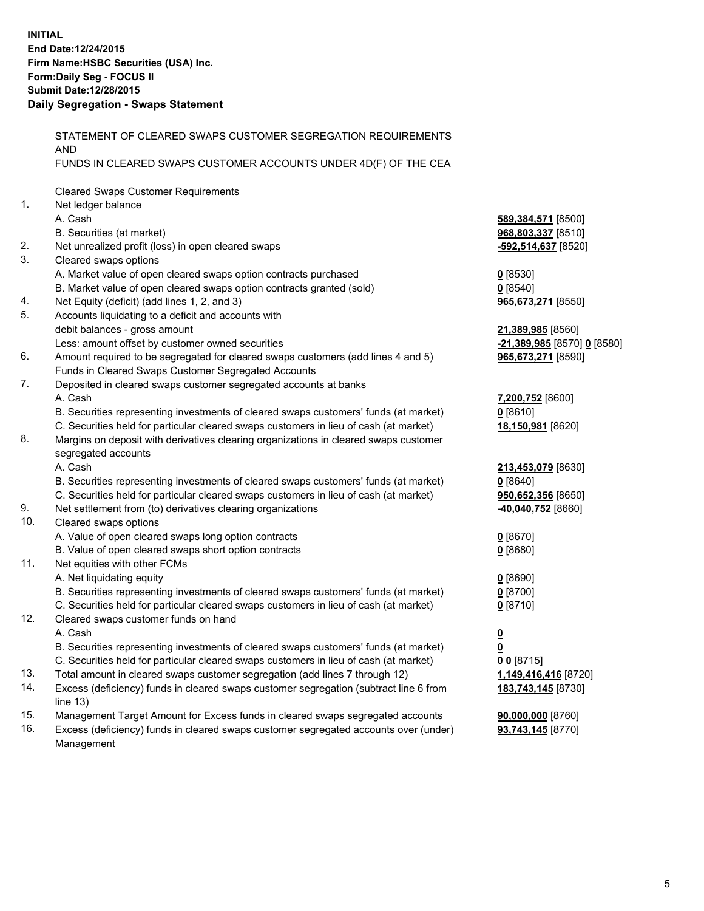**INITIAL**
**End Date:12/24/2015**
**Firm Name:HSBC Securities (USA) Inc.**
**Form:Daily Seg - FOCUS II**
**Submit Date:12/28/2015**
**Daily Segregation - Swaps Statement**

STATEMENT OF CLEARED SWAPS CUSTOMER SEGREGATION REQUIREMENTS AND FUNDS IN CLEARED SWAPS CUSTOMER ACCOUNTS UNDER 4D(F) OF THE CEA

| | | |
|---|---|---|
| | Cleared Swaps Customer Requirements | |
| 1. | Net ledger balance | |
| | A. Cash | **589,384,571** [8500] |
| | B. Securities (at market) | **968,803,337** [8510] |
| 2. | Net unrealized profit (loss) in open cleared swaps | **-592,514,637** [8520] |
| 3. | Cleared swaps options | |
| | A. Market value of open cleared swaps option contracts purchased | **0** [8530] |
| | B. Market value of open cleared swaps option contracts granted (sold) | **0** [8540] |
| 4. | Net Equity (deficit) (add lines 1, 2, and 3) | **965,673,271** [8550] |
| 5. | Accounts liquidating to a deficit and accounts with debit balances - gross amount | **21,389,985** [8560] |
| | Less: amount offset by customer owned securities | **-21,389,985** [8570] **0** [8580] |
| 6. | Amount required to be segregated for cleared swaps customers (add lines 4 and 5) | **965,673,271** [8590] |
| | Funds in Cleared Swaps Customer Segregated Accounts | |
| 7. | Deposited in cleared swaps customer segregated accounts at banks | |
| | A. Cash | **7,200,752** [8600] |
| | B. Securities representing investments of cleared swaps customers' funds (at market) | **0** [8610] |
| | C. Securities held for particular cleared swaps customers in lieu of cash (at market) | **18,150,981** [8620] |
| 8. | Margins on deposit with derivatives clearing organizations in cleared swaps customer segregated accounts | |
| | A. Cash | **213,453,079** [8630] |
| | B. Securities representing investments of cleared swaps customers' funds (at market) | **0** [8640] |
| | C. Securities held for particular cleared swaps customers in lieu of cash (at market) | **950,652,356** [8650] |
| 9. | Net settlement from (to) derivatives clearing organizations | **-40,040,752** [8660] |
| 10. | Cleared swaps options | |
| | A. Value of open cleared swaps long option contracts | **0** [8670] |
| | B. Value of open cleared swaps short option contracts | **0** [8680] |
| 11. | Net equities with other FCMs | |
| | A. Net liquidating equity | **0** [8690] |
| | B. Securities representing investments of cleared swaps customers' funds (at market) | **0** [8700] |
| | C. Securities held for particular cleared swaps customers in lieu of cash (at market) | **0** [8710] |
| 12. | Cleared swaps customer funds on hand | |
| | A. Cash | **0** |
| | B. Securities representing investments of cleared swaps customers' funds (at market) | **0** |
| | C. Securities held for particular cleared swaps customers in lieu of cash (at market) | **0** **0** [8715] |
| 13. | Total amount in cleared swaps customer segregation (add lines 7 through 12) | **1,149,416,416** [8720] |
| 14. | Excess (deficiency) funds in cleared swaps customer segregation (subtract line 6 from line 13) | **183,743,145** [8730] |
| 15. | Management Target Amount for Excess funds in cleared swaps segregated accounts | **90,000,000** [8760] |
| 16. | Excess (deficiency) funds in cleared swaps customer segregated accounts over (under) Management | **93,743,145** [8770] |